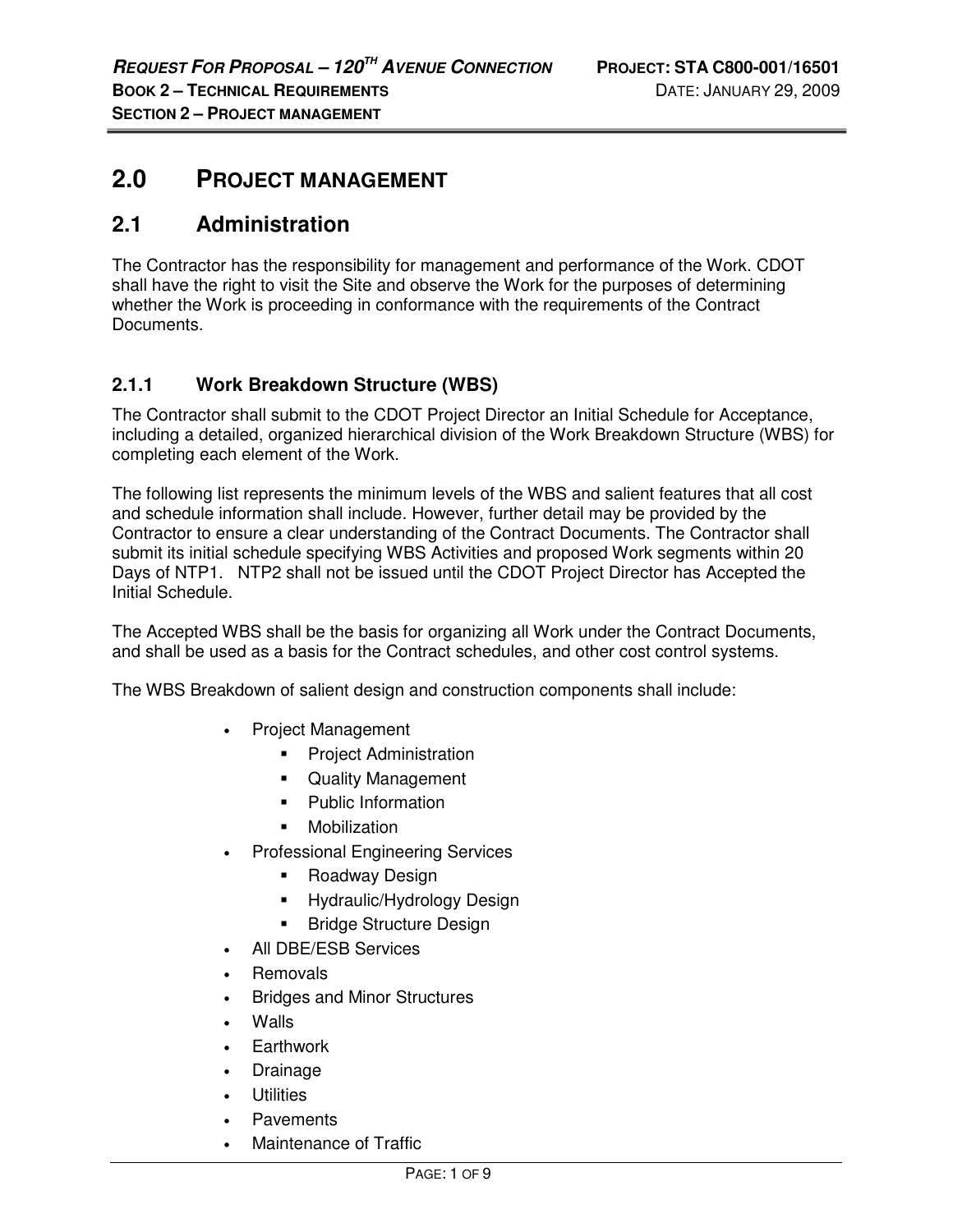# 2.0 PROJECT MANAGEMENT

## 2.1 Administration

The Contractor has the responsibility for management and performance of the Work. CDOT shall have the right to visit the Site and observe the Work for the purposes of determining whether the Work is proceeding in conformance with the requirements of the Contract Documents.

### 2.1.1 Work Breakdown Structure (WBS)

The Contractor shall submit to the CDOT Project Director an Initial Schedule for Acceptance, including a detailed, organized hierarchical division of the Work Breakdown Structure (WBS) for completing each element of the Work.

The following list represents the minimum levels of the WBS and salient features that all cost and schedule information shall include. However, further detail may be provided by the Contractor to ensure a clear understanding of the Contract Documents. The Contractor shall submit its initial schedule specifying WBS Activities and proposed Work segments within 20 Days of NTP1. NTP2 shall not be issued until the CDOT Project Director has Accepted the Initial Schedule.

The Accepted WBS shall be the basis for organizing all Work under the Contract Documents, and shall be used as a basis for the Contract schedules, and other cost control systems.

The WBS Breakdown of salient design and construction components shall include:

- Project Management
  - Project Administration
  - Quality Management
  - Public Information
  - Mobilization
- Professional Engineering Services
  - Roadway Design
  - Hydraulic/Hydrology Design
  - Bridge Structure Design
- All DBE/ESB Services
- Removals
- Bridges and Minor Structures
- Walls
- Earthwork
- Drainage
- Utilities
- Pavements
- Maintenance of Traffic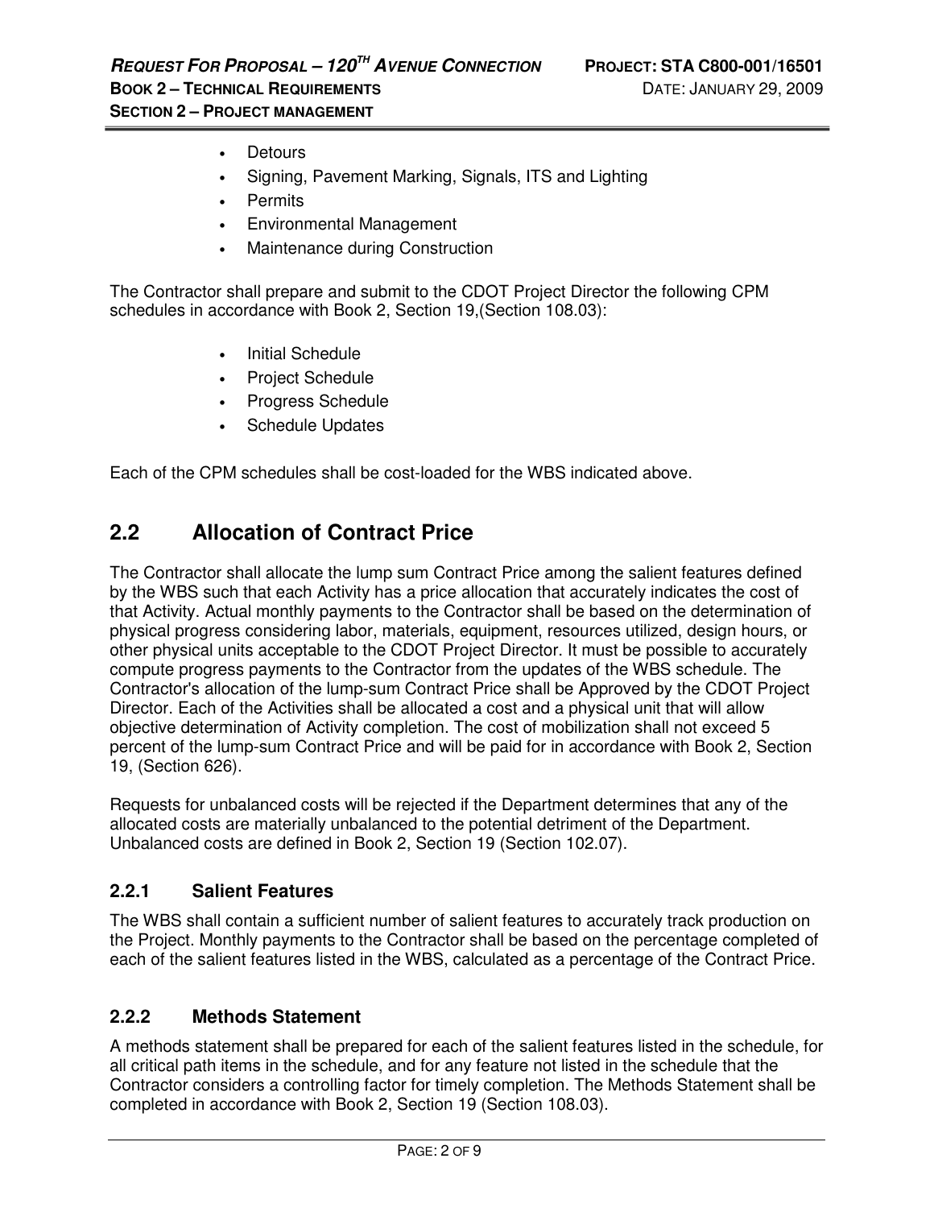- Detours
- Signing, Pavement Marking, Signals, ITS and Lighting
- Permits
- Environmental Management
- Maintenance during Construction

The Contractor shall prepare and submit to the CDOT Project Director the following CPM schedules in accordance with Book 2, Section 19,(Section 108.03):

- Initial Schedule
- Project Schedule
- Progress Schedule
- Schedule Updates

Each of the CPM schedules shall be cost-loaded for the WBS indicated above.

## 2.2 Allocation of Contract Price

The Contractor shall allocate the lump sum Contract Price among the salient features defined by the WBS such that each Activity has a price allocation that accurately indicates the cost of that Activity. Actual monthly payments to the Contractor shall be based on the determination of physical progress considering labor, materials, equipment, resources utilized, design hours, or other physical units acceptable to the CDOT Project Director. It must be possible to accurately compute progress payments to the Contractor from the updates of the WBS schedule. The Contractor's allocation of the lump-sum Contract Price shall be Approved by the CDOT Project Director. Each of the Activities shall be allocated a cost and a physical unit that will allow objective determination of Activity completion. The cost of mobilization shall not exceed 5 percent of the lump-sum Contract Price and will be paid for in accordance with Book 2, Section 19, (Section 626).

Requests for unbalanced costs will be rejected if the Department determines that any of the allocated costs are materially unbalanced to the potential detriment of the Department. Unbalanced costs are defined in Book 2, Section 19 (Section 102.07).

### 2.2.1 Salient Features

The WBS shall contain a sufficient number of salient features to accurately track production on the Project. Monthly payments to the Contractor shall be based on the percentage completed of each of the salient features listed in the WBS, calculated as a percentage of the Contract Price.

### 2.2.2 Methods Statement

A methods statement shall be prepared for each of the salient features listed in the schedule, for all critical path items in the schedule, and for any feature not listed in the schedule that the Contractor considers a controlling factor for timely completion. The Methods Statement shall be completed in accordance with Book 2, Section 19 (Section 108.03).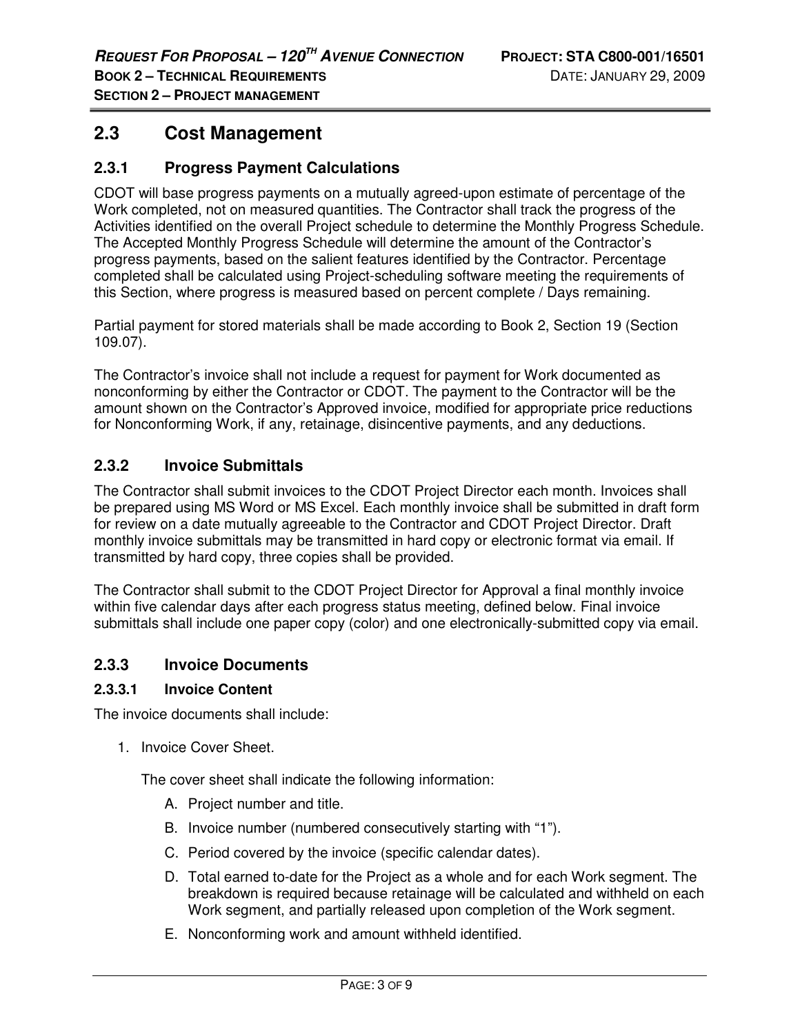## 2.3 Cost Management

### 2.3.1 Progress Payment Calculations

CDOT will base progress payments on a mutually agreed-upon estimate of percentage of the Work completed, not on measured quantities. The Contractor shall track the progress of the Activities identified on the overall Project schedule to determine the Monthly Progress Schedule. The Accepted Monthly Progress Schedule will determine the amount of the Contractor's progress payments, based on the salient features identified by the Contractor. Percentage completed shall be calculated using Project-scheduling software meeting the requirements of this Section, where progress is measured based on percent complete / Days remaining.

Partial payment for stored materials shall be made according to Book 2, Section 19 (Section 109.07).

The Contractor's invoice shall not include a request for payment for Work documented as nonconforming by either the Contractor or CDOT. The payment to the Contractor will be the amount shown on the Contractor's Approved invoice, modified for appropriate price reductions for Nonconforming Work, if any, retainage, disincentive payments, and any deductions.

### 2.3.2 Invoice Submittals

The Contractor shall submit invoices to the CDOT Project Director each month. Invoices shall be prepared using MS Word or MS Excel. Each monthly invoice shall be submitted in draft form for review on a date mutually agreeable to the Contractor and CDOT Project Director. Draft monthly invoice submittals may be transmitted in hard copy or electronic format via email. If transmitted by hard copy, three copies shall be provided.

The Contractor shall submit to the CDOT Project Director for Approval a final monthly invoice within five calendar days after each progress status meeting, defined below. Final invoice submittals shall include one paper copy (color) and one electronically-submitted copy via email.

### 2.3.3 Invoice Documents

#### 2.3.3.1 Invoice Content

The invoice documents shall include:

1. Invoice Cover Sheet.

   The cover sheet shall indicate the following information:

   A. Project number and title.

   B. Invoice number (numbered consecutively starting with "1").

   C. Period covered by the invoice (specific calendar dates).

   D. Total earned to-date for the Project as a whole and for each Work segment. The breakdown is required because retainage will be calculated and withheld on each Work segment, and partially released upon completion of the Work segment.

   E. Nonconforming work and amount withheld identified.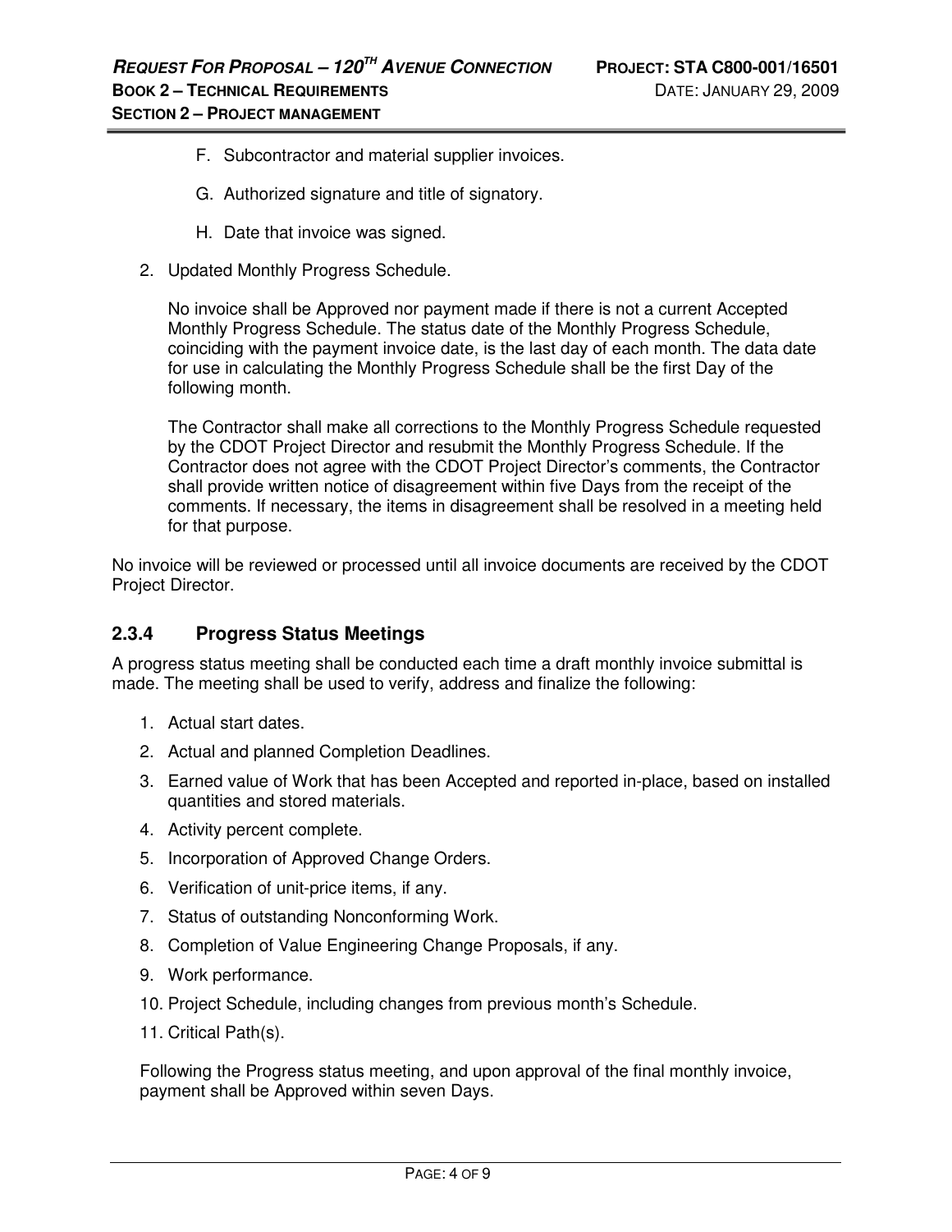F. Subcontractor and material supplier invoices.

G. Authorized signature and title of signatory.

H. Date that invoice was signed.

2. Updated Monthly Progress Schedule.

   No invoice shall be Approved nor payment made if there is not a current Accepted Monthly Progress Schedule. The status date of the Monthly Progress Schedule, coinciding with the payment invoice date, is the last day of each month. The data date for use in calculating the Monthly Progress Schedule shall be the first Day of the following month.

   The Contractor shall make all corrections to the Monthly Progress Schedule requested by the CDOT Project Director and resubmit the Monthly Progress Schedule. If the Contractor does not agree with the CDOT Project Director's comments, the Contractor shall provide written notice of disagreement within five Days from the receipt of the comments. If necessary, the items in disagreement shall be resolved in a meeting held for that purpose.

No invoice will be reviewed or processed until all invoice documents are received by the CDOT Project Director.

### 2.3.4 Progress Status Meetings

A progress status meeting shall be conducted each time a draft monthly invoice submittal is made. The meeting shall be used to verify, address and finalize the following:

1. Actual start dates.
2. Actual and planned Completion Deadlines.
3. Earned value of Work that has been Accepted and reported in-place, based on installed quantities and stored materials.
4. Activity percent complete.
5. Incorporation of Approved Change Orders.
6. Verification of unit-price items, if any.
7. Status of outstanding Nonconforming Work.
8. Completion of Value Engineering Change Proposals, if any.
9. Work performance.
10. Project Schedule, including changes from previous month's Schedule.
11. Critical Path(s).

Following the Progress status meeting, and upon approval of the final monthly invoice, payment shall be Approved within seven Days.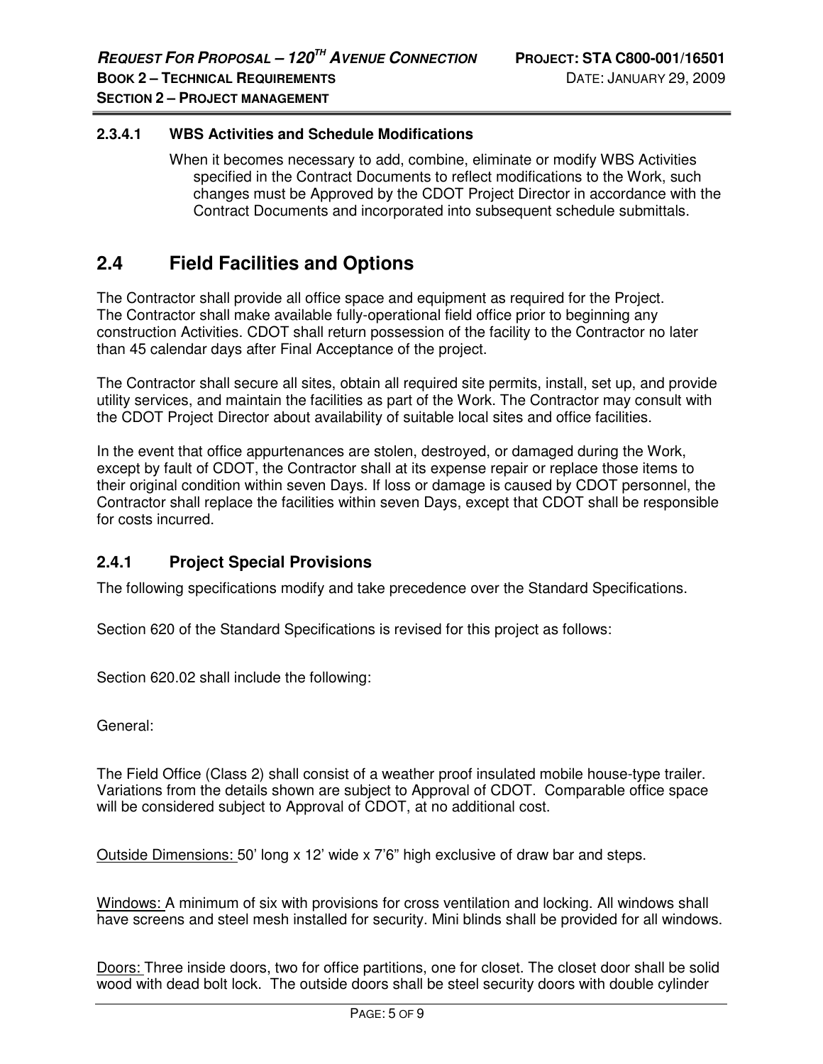#### 2.3.4.1 WBS Activities and Schedule Modifications

When it becomes necessary to add, combine, eliminate or modify WBS Activities specified in the Contract Documents to reflect modifications to the Work, such changes must be Approved by the CDOT Project Director in accordance with the Contract Documents and incorporated into subsequent schedule submittals.

## 2.4 Field Facilities and Options

The Contractor shall provide all office space and equipment as required for the Project. The Contractor shall make available fully-operational field office prior to beginning any construction Activities. CDOT shall return possession of the facility to the Contractor no later than 45 calendar days after Final Acceptance of the project.

The Contractor shall secure all sites, obtain all required site permits, install, set up, and provide utility services, and maintain the facilities as part of the Work. The Contractor may consult with the CDOT Project Director about availability of suitable local sites and office facilities.

In the event that office appurtenances are stolen, destroyed, or damaged during the Work, except by fault of CDOT, the Contractor shall at its expense repair or replace those items to their original condition within seven Days. If loss or damage is caused by CDOT personnel, the Contractor shall replace the facilities within seven Days, except that CDOT shall be responsible for costs incurred.

### 2.4.1 Project Special Provisions

The following specifications modify and take precedence over the Standard Specifications.

Section 620 of the Standard Specifications is revised for this project as follows:

Section 620.02 shall include the following:

General:

The Field Office (Class 2) shall consist of a weather proof insulated mobile house-type trailer. Variations from the details shown are subject to Approval of CDOT. Comparable office space will be considered subject to Approval of CDOT, at no additional cost.

Outside Dimensions: 50' long x 12' wide x 7'6" high exclusive of draw bar and steps.

Windows: A minimum of six with provisions for cross ventilation and locking. All windows shall have screens and steel mesh installed for security. Mini blinds shall be provided for all windows.

Doors: Three inside doors, two for office partitions, one for closet. The closet door shall be solid wood with dead bolt lock. The outside doors shall be steel security doors with double cylinder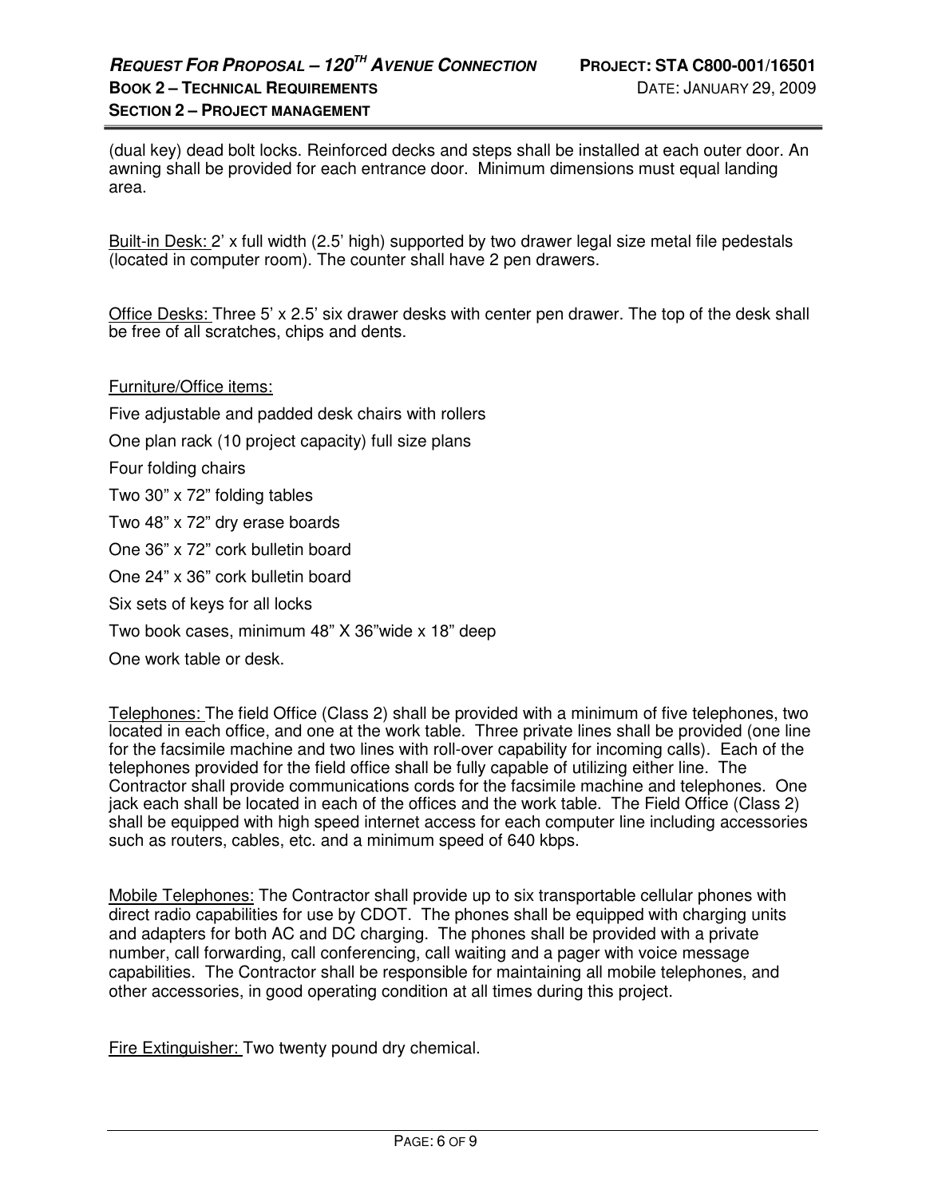(dual key) dead bolt locks. Reinforced decks and steps shall be installed at each outer door. An awning shall be provided for each entrance door. Minimum dimensions must equal landing area.

Built-in Desk: 2' x full width (2.5' high) supported by two drawer legal size metal file pedestals (located in computer room). The counter shall have 2 pen drawers.

Office Desks: Three 5' x 2.5' six drawer desks with center pen drawer. The top of the desk shall be free of all scratches, chips and dents.

Furniture/Office items:

Five adjustable and padded desk chairs with rollers

One plan rack (10 project capacity) full size plans

Four folding chairs

Two 30" x 72" folding tables

Two 48" x 72" dry erase boards

One 36" x 72" cork bulletin board

One 24" x 36" cork bulletin board

Six sets of keys for all locks

Two book cases, minimum 48" X 36"wide x 18" deep

One work table or desk.

Telephones: The field Office (Class 2) shall be provided with a minimum of five telephones, two located in each office, and one at the work table. Three private lines shall be provided (one line for the facsimile machine and two lines with roll-over capability for incoming calls). Each of the telephones provided for the field office shall be fully capable of utilizing either line. The Contractor shall provide communications cords for the facsimile machine and telephones. One jack each shall be located in each of the offices and the work table. The Field Office (Class 2) shall be equipped with high speed internet access for each computer line including accessories such as routers, cables, etc. and a minimum speed of 640 kbps.

Mobile Telephones: The Contractor shall provide up to six transportable cellular phones with direct radio capabilities for use by CDOT. The phones shall be equipped with charging units and adapters for both AC and DC charging. The phones shall be provided with a private number, call forwarding, call conferencing, call waiting and a pager with voice message capabilities. The Contractor shall be responsible for maintaining all mobile telephones, and other accessories, in good operating condition at all times during this project.

Fire Extinguisher: Two twenty pound dry chemical.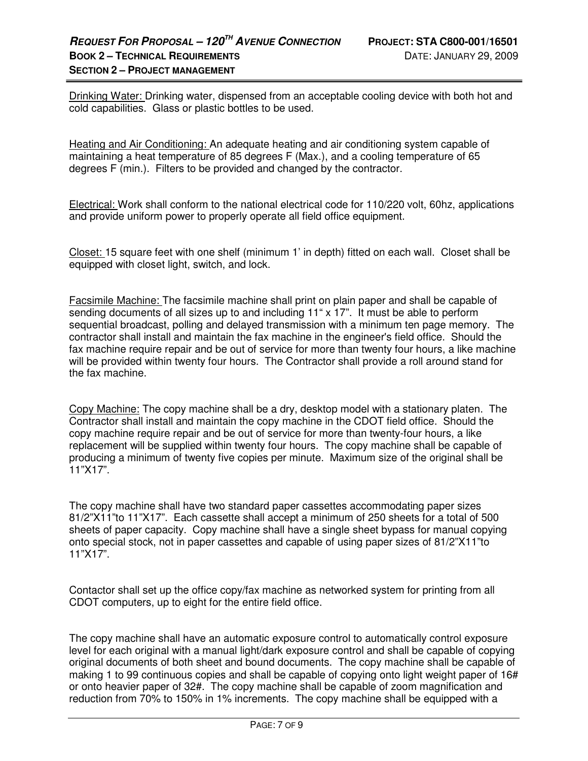Drinking Water: Drinking water, dispensed from an acceptable cooling device with both hot and cold capabilities. Glass or plastic bottles to be used.

Heating and Air Conditioning: An adequate heating and air conditioning system capable of maintaining a heat temperature of 85 degrees F (Max.), and a cooling temperature of 65 degrees F (min.). Filters to be provided and changed by the contractor.

Electrical: Work shall conform to the national electrical code for 110/220 volt, 60hz, applications and provide uniform power to properly operate all field office equipment.

Closet: 15 square feet with one shelf (minimum 1' in depth) fitted on each wall. Closet shall be equipped with closet light, switch, and lock.

Facsimile Machine: The facsimile machine shall print on plain paper and shall be capable of sending documents of all sizes up to and including 11" x 17". It must be able to perform sequential broadcast, polling and delayed transmission with a minimum ten page memory. The contractor shall install and maintain the fax machine in the engineer's field office. Should the fax machine require repair and be out of service for more than twenty four hours, a like machine will be provided within twenty four hours. The Contractor shall provide a roll around stand for the fax machine.

Copy Machine: The copy machine shall be a dry, desktop model with a stationary platen. The Contractor shall install and maintain the copy machine in the CDOT field office. Should the copy machine require repair and be out of service for more than twenty-four hours, a like replacement will be supplied within twenty four hours. The copy machine shall be capable of producing a minimum of twenty five copies per minute. Maximum size of the original shall be 11"X17".

The copy machine shall have two standard paper cassettes accommodating paper sizes 81/2"X11"to 11"X17". Each cassette shall accept a minimum of 250 sheets for a total of 500 sheets of paper capacity. Copy machine shall have a single sheet bypass for manual copying onto special stock, not in paper cassettes and capable of using paper sizes of 81/2"X11"to 11"X17".

Contactor shall set up the office copy/fax machine as networked system for printing from all CDOT computers, up to eight for the entire field office.

The copy machine shall have an automatic exposure control to automatically control exposure level for each original with a manual light/dark exposure control and shall be capable of copying original documents of both sheet and bound documents. The copy machine shall be capable of making 1 to 99 continuous copies and shall be capable of copying onto light weight paper of 16# or onto heavier paper of 32#. The copy machine shall be capable of zoom magnification and reduction from 70% to 150% in 1% increments. The copy machine shall be equipped with a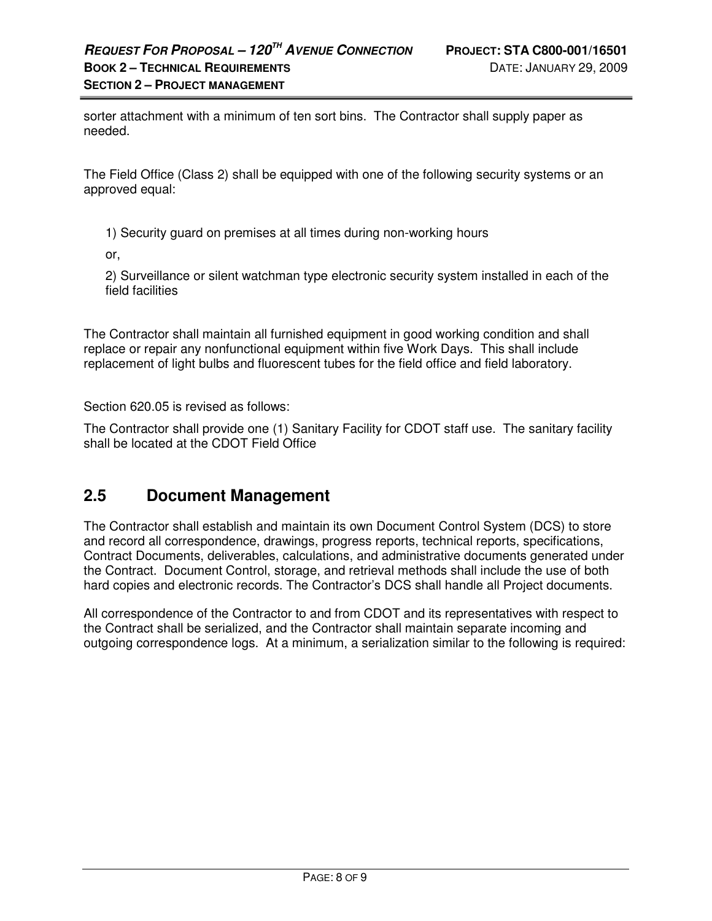sorter attachment with a minimum of ten sort bins. The Contractor shall supply paper as needed.

The Field Office (Class 2) shall be equipped with one of the following security systems or an approved equal:

1) Security guard on premises at all times during non-working hours

or,

2) Surveillance or silent watchman type electronic security system installed in each of the field facilities

The Contractor shall maintain all furnished equipment in good working condition and shall replace or repair any nonfunctional equipment within five Work Days. This shall include replacement of light bulbs and fluorescent tubes for the field office and field laboratory.

Section 620.05 is revised as follows:

The Contractor shall provide one (1) Sanitary Facility for CDOT staff use. The sanitary facility shall be located at the CDOT Field Office

## 2.5 Document Management

The Contractor shall establish and maintain its own Document Control System (DCS) to store and record all correspondence, drawings, progress reports, technical reports, specifications, Contract Documents, deliverables, calculations, and administrative documents generated under the Contract. Document Control, storage, and retrieval methods shall include the use of both hard copies and electronic records. The Contractor's DCS shall handle all Project documents.

All correspondence of the Contractor to and from CDOT and its representatives with respect to the Contract shall be serialized, and the Contractor shall maintain separate incoming and outgoing correspondence logs. At a minimum, a serialization similar to the following is required: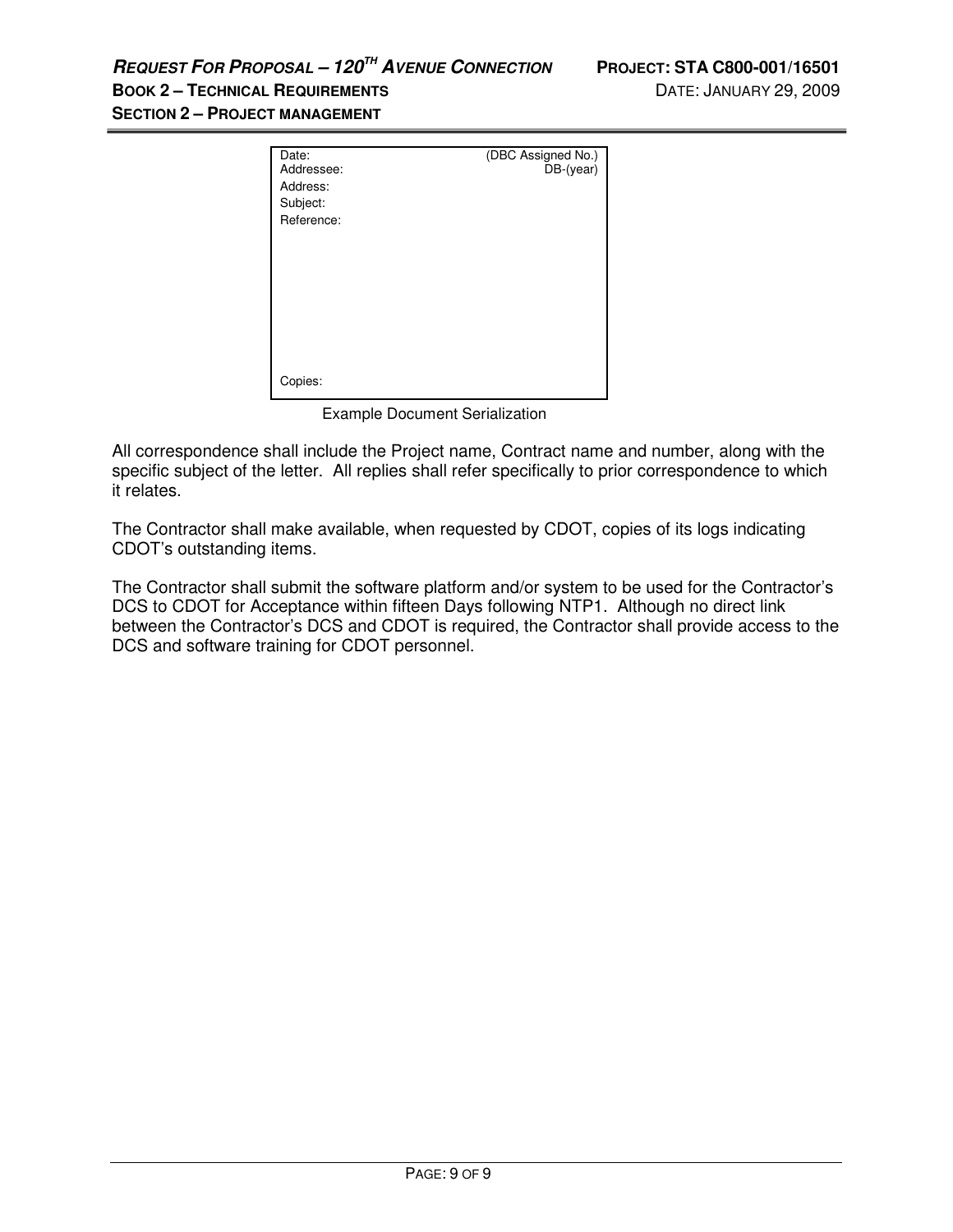| | |
|---|---|
| Date: | (DBC Assigned No.) |
| Addressee: | DB-(year) |
| Address: | |
| Subject: | |
| Reference: | |
| | |
| Copies: | |

Example Document Serialization

All correspondence shall include the Project name, Contract name and number, along with the specific subject of the letter. All replies shall refer specifically to prior correspondence to which it relates.

The Contractor shall make available, when requested by CDOT, copies of its logs indicating CDOT's outstanding items.

The Contractor shall submit the software platform and/or system to be used for the Contractor's DCS to CDOT for Acceptance within fifteen Days following NTP1. Although no direct link between the Contractor's DCS and CDOT is required, the Contractor shall provide access to the DCS and software training for CDOT personnel.